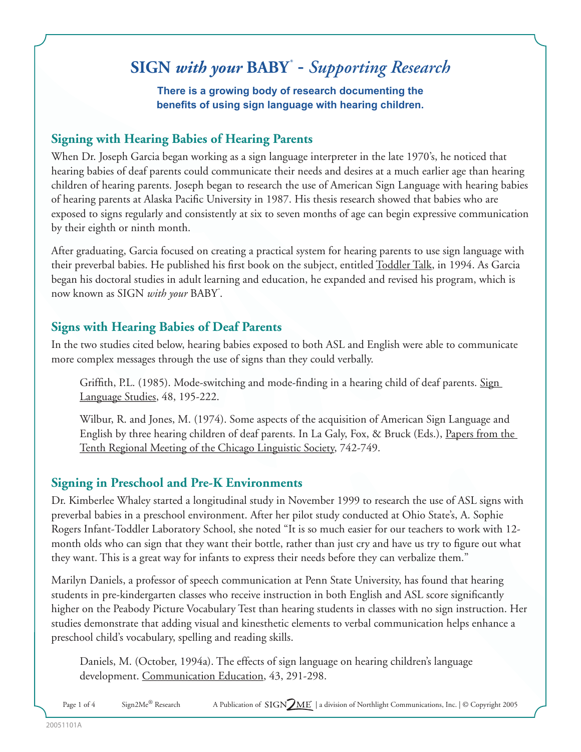# SIGN *with your* BABY® - *Supporting Research*

**There is a growing body of research documenting the benefits of using sign language with hearing children.**

## Signing with Hearing Babies of Hearing Parents

When Dr. Joseph Garcia began working as a sign language interpreter in the late 1970's, he noticed that hearing babies of deaf parents could communicate their needs and desires at a much earlier age than hearing children of hearing parents. Joseph began to research the use of American Sign Language with hearing babies of hearing parents at Alaska Pacific University in 1987. His thesis research showed that babies who are exposed to signs regularly and consistently at six to seven months of age can begin expressive communication by their eighth or ninth month.

After graduating, Garcia focused on creating a practical system for hearing parents to use sign language with their preverbal babies. He published his first book on the subject, entitled Toddler Talk, in 1994. As Garcia began his doctoral studies in adult learning and education, he expanded and revised his program, which is now known as SIGN *with your* BABY®.

## Signs with Hearing Babies of Deaf Parents

In the two studies cited below, hearing babies exposed to both ASL and English were able to communicate more complex messages through the use of signs than they could verbally.

> Griffith, P.L. (1985). Mode-switching and mode-finding in a hearing child of deaf parents. Sign Language Studies, 48, 195-222.
>
> Wilbur, R. and Jones, M. (1974). Some aspects of the acquisition of American Sign Language and English by three hearing children of deaf parents. In La Galy, Fox, & Bruck (Eds.), Papers from the Tenth Regional Meeting of the Chicago Linguistic Society, 742-749.

## Signing in Preschool and Pre-K Environments

Dr. Kimberlee Whaley started a longitudinal study in November 1999 to research the use of ASL signs with preverbal babies in a preschool environment. After her pilot study conducted at Ohio State's, A. Sophie Rogers Infant-Toddler Laboratory School, she noted "It is so much easier for our teachers to work with 12-month olds who can sign that they want their bottle, rather than just cry and have us try to figure out what they want. This is a great way for infants to express their needs before they can verbalize them."

Marilyn Daniels, a professor of speech communication at Penn State University, has found that hearing students in pre-kindergarten classes who receive instruction in both English and ASL score significantly higher on the Peabody Picture Vocabulary Test than hearing students in classes with no sign instruction. Her studies demonstrate that adding visual and kinesthetic elements to verbal communication helps enhance a preschool child's vocabulary, spelling and reading skills.

> Daniels, M. (October, 1994a). The effects of sign language on hearing children's language development. Communication Education, 43, 291-298.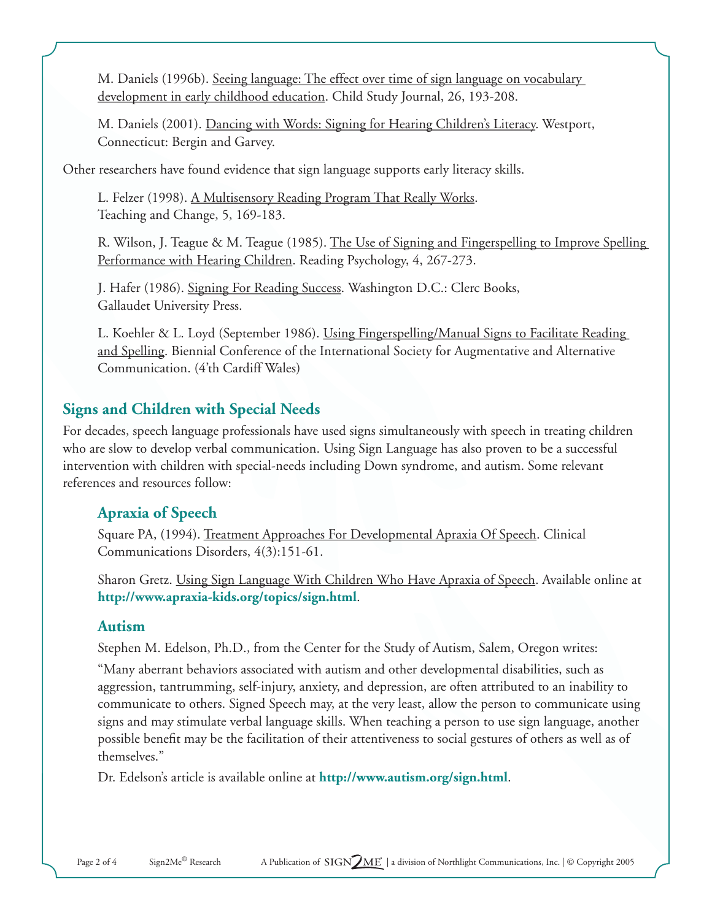M. Daniels (1996b). Seeing language: The effect over time of sign language on vocabulary development in early childhood education. Child Study Journal, 26, 193-208.

M. Daniels (2001). Dancing with Words: Signing for Hearing Children's Literacy. Westport, Connecticut: Bergin and Garvey.

Other researchers have found evidence that sign language supports early literacy skills.

L. Felzer (1998). A Multisensory Reading Program That Really Works. Teaching and Change, 5, 169-183.

R. Wilson, J. Teague & M. Teague (1985). The Use of Signing and Fingerspelling to Improve Spelling Performance with Hearing Children. Reading Psychology, 4, 267-273.

J. Hafer (1986). Signing For Reading Success. Washington D.C.: Clerc Books, Gallaudet University Press.

L. Koehler & L. Loyd (September 1986). Using Fingerspelling/Manual Signs to Facilitate Reading and Spelling. Biennial Conference of the International Society for Augmentative and Alternative Communication. (4'th Cardiff Wales)

## Signs and Children with Special Needs

For decades, speech language professionals have used signs simultaneously with speech in treating children who are slow to develop verbal communication. Using Sign Language has also proven to be a successful intervention with children with special-needs including Down syndrome, and autism. Some relevant references and resources follow:

### Apraxia of Speech

Square PA, (1994). Treatment Approaches For Developmental Apraxia Of Speech. Clinical Communications Disorders, 4(3):151-61.

Sharon Gretz. Using Sign Language With Children Who Have Apraxia of Speech. Available online at **http://www.apraxia-kids.org/topics/sign.html**.

### Autism

Stephen M. Edelson, Ph.D., from the Center for the Study of Autism, Salem, Oregon writes:

"Many aberrant behaviors associated with autism and other developmental disabilities, such as aggression, tantrumming, self-injury, anxiety, and depression, are often attributed to an inability to communicate to others. Signed Speech may, at the very least, allow the person to communicate using signs and may stimulate verbal language skills. When teaching a person to use sign language, another possible benefit may be the facilitation of their attentiveness to social gestures of others as well as of themselves."

Dr. Edelson's article is available online at **http://www.autism.org/sign.html**.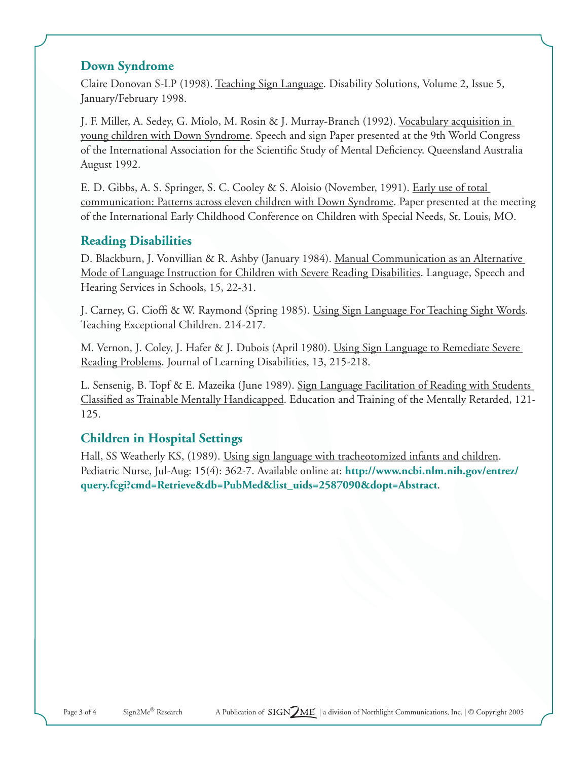## Down Syndrome

Claire Donovan S-LP (1998). Teaching Sign Language. Disability Solutions, Volume 2, Issue 5, January/February 1998.

J. F. Miller, A. Sedey, G. Miolo, M. Rosin & J. Murray-Branch (1992). Vocabulary acquisition in young children with Down Syndrome. Speech and sign Paper presented at the 9th World Congress of the International Association for the Scientific Study of Mental Deficiency. Queensland Australia August 1992.

E. D. Gibbs, A. S. Springer, S. C. Cooley & S. Aloisio (November, 1991). Early use of total communication: Patterns across eleven children with Down Syndrome. Paper presented at the meeting of the International Early Childhood Conference on Children with Special Needs, St. Louis, MO.

## Reading Disabilities

D. Blackburn, J. Vonvillian & R. Ashby (January 1984). Manual Communication as an Alternative Mode of Language Instruction for Children with Severe Reading Disabilities. Language, Speech and Hearing Services in Schools, 15, 22-31.

J. Carney, G. Cioffi & W. Raymond (Spring 1985). Using Sign Language For Teaching Sight Words. Teaching Exceptional Children. 214-217.

M. Vernon, J. Coley, J. Hafer & J. Dubois (April 1980). Using Sign Language to Remediate Severe Reading Problems. Journal of Learning Disabilities, 13, 215-218.

L. Sensenig, B. Topf & E. Mazeika (June 1989). Sign Language Facilitation of Reading with Students Classified as Trainable Mentally Handicapped. Education and Training of the Mentally Retarded, 121-125.

## Children in Hospital Settings

Hall, SS Weatherly KS, (1989). Using sign language with tracheotomized infants and children. Pediatric Nurse, Jul-Aug: 15(4): 362-7. Available online at: **http://www.ncbi.nlm.nih.gov/entrez/query.fcgi?cmd=Retrieve&db=PubMed&list_uids=2587090&dopt=Abstract**.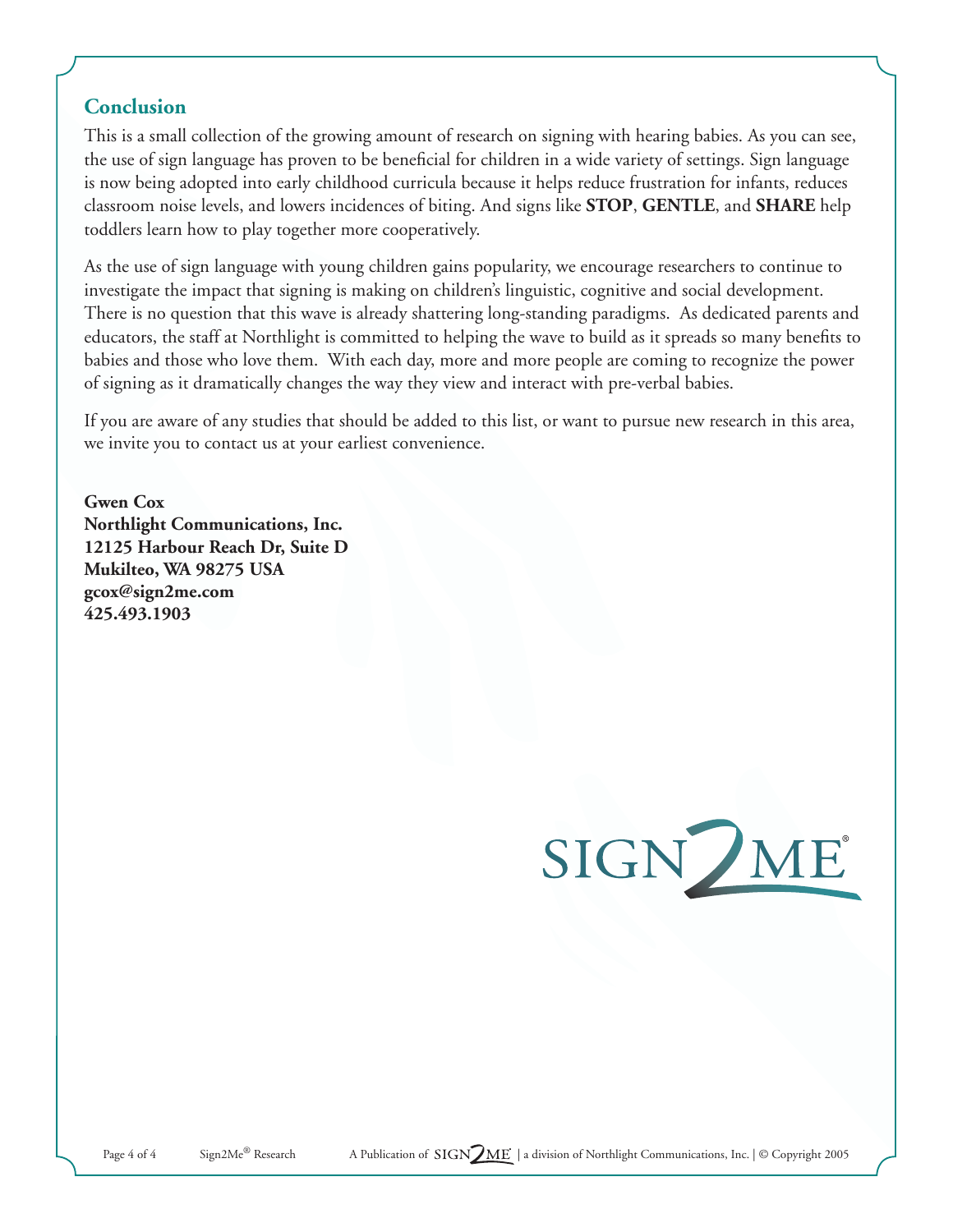## Conclusion

This is a small collection of the growing amount of research on signing with hearing babies. As you can see, the use of sign language has proven to be beneficial for children in a wide variety of settings. Sign language is now being adopted into early childhood curricula because it helps reduce frustration for infants, reduces classroom noise levels, and lowers incidences of biting. And signs like **STOP**, **GENTLE**, and **SHARE** help toddlers learn how to play together more cooperatively.

As the use of sign language with young children gains popularity, we encourage researchers to continue to investigate the impact that signing is making on children's linguistic, cognitive and social development. There is no question that this wave is already shattering long-standing paradigms. As dedicated parents and educators, the staff at Northlight is committed to helping the wave to build as it spreads so many benefits to babies and those who love them. With each day, more and more people are coming to recognize the power of signing as it dramatically changes the way they view and interact with pre-verbal babies.

If you are aware of any studies that should be added to this list, or want to pursue new research in this area, we invite you to contact us at your earliest convenience.

**Gwen Cox**
**Northlight Communications, Inc.**
**12125 Harbour Reach Dr, Suite D**
**Mukilteo, WA 98275 USA**
**gcox@sign2me.com**
**425.493.1903**

SIGN2ME®